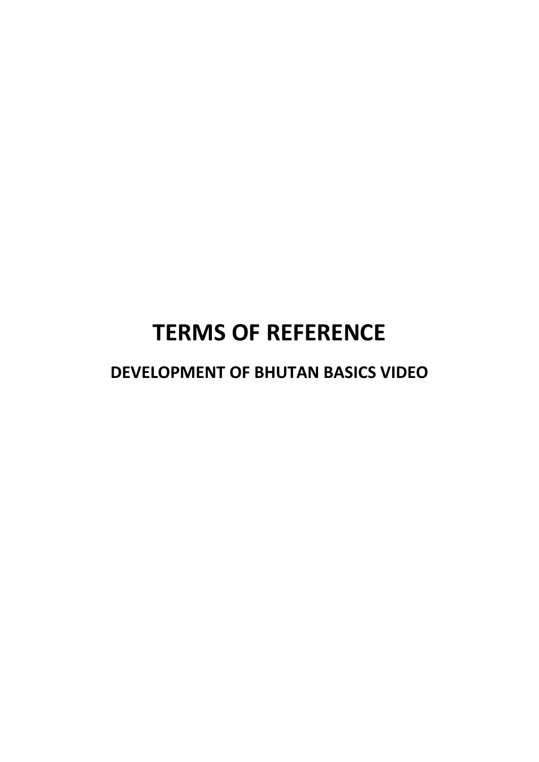# TERMS OF REFERENCE

## DEVELOPMENT OF BHUTAN BASICS VIDEO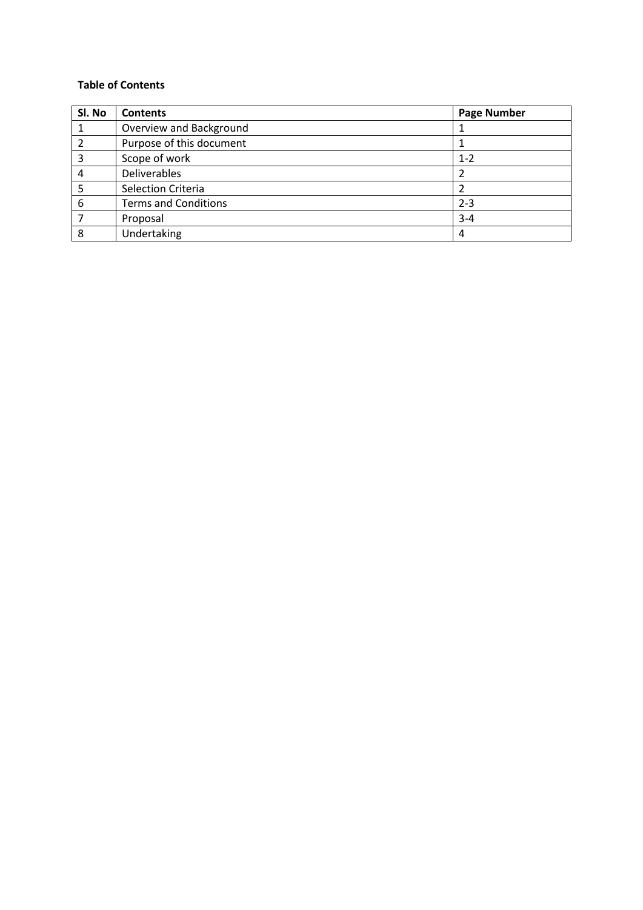**Table of Contents**

| Sl. No | Contents | Page Number |
|---|---|---|
| 1 | Overview and Background | 1 |
| 2 | Purpose of this document | 1 |
| 3 | Scope of work | 1-2 |
| 4 | Deliverables | 2 |
| 5 | Selection Criteria | 2 |
| 6 | Terms and Conditions | 2-3 |
| 7 | Proposal | 3-4 |
| 8 | Undertaking | 4 |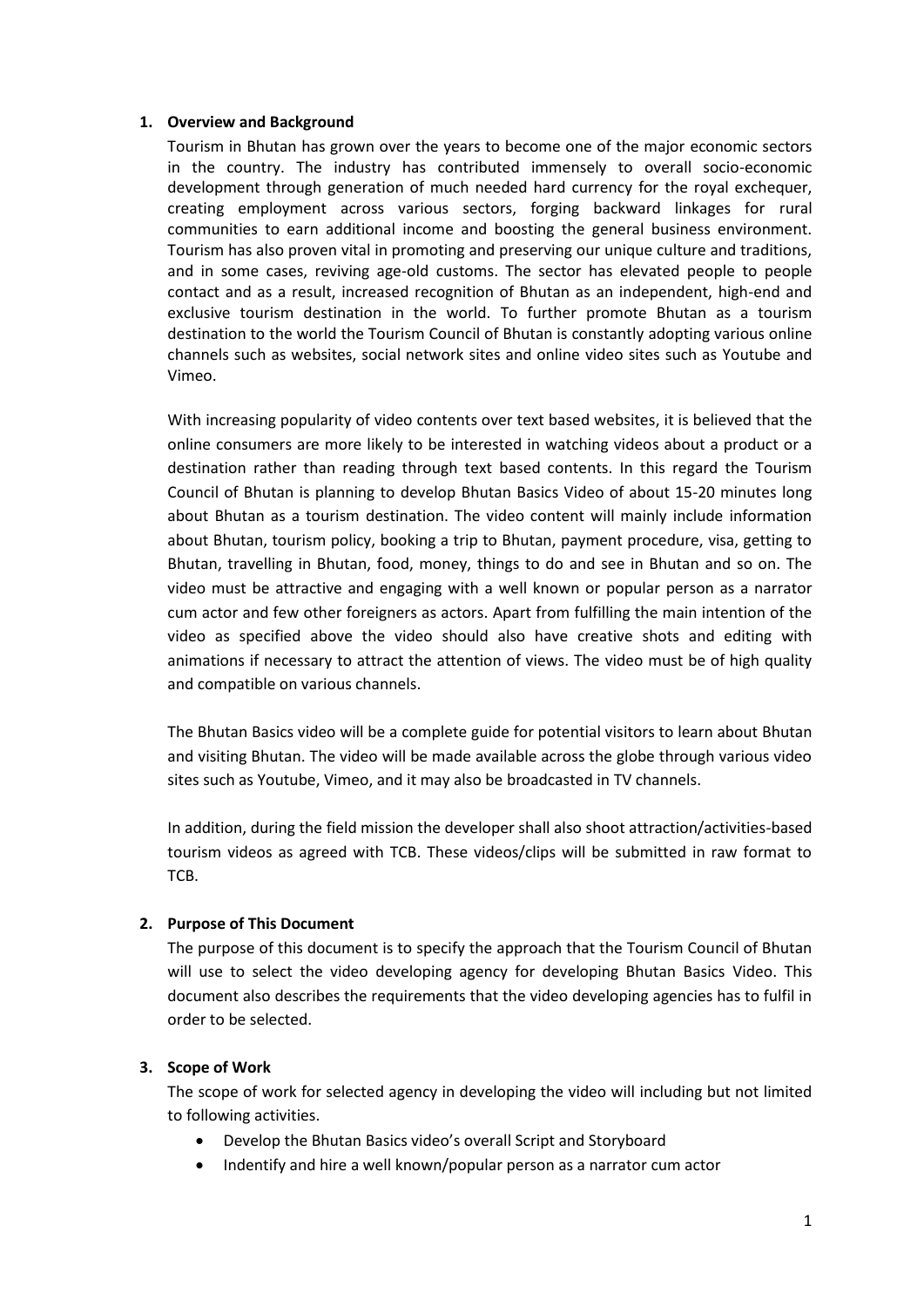## 1. Overview and Background

Tourism in Bhutan has grown over the years to become one of the major economic sectors in the country. The industry has contributed immensely to overall socio-economic development through generation of much needed hard currency for the royal exchequer, creating employment across various sectors, forging backward linkages for rural communities to earn additional income and boosting the general business environment. Tourism has also proven vital in promoting and preserving our unique culture and traditions, and in some cases, reviving age-old customs. The sector has elevated people to people contact and as a result, increased recognition of Bhutan as an independent, high-end and exclusive tourism destination in the world. To further promote Bhutan as a tourism destination to the world the Tourism Council of Bhutan is constantly adopting various online channels such as websites, social network sites and online video sites such as Youtube and Vimeo.

With increasing popularity of video contents over text based websites, it is believed that the online consumers are more likely to be interested in watching videos about a product or a destination rather than reading through text based contents. In this regard the Tourism Council of Bhutan is planning to develop Bhutan Basics Video of about 15-20 minutes long about Bhutan as a tourism destination. The video content will mainly include information about Bhutan, tourism policy, booking a trip to Bhutan, payment procedure, visa, getting to Bhutan, travelling in Bhutan, food, money, things to do and see in Bhutan and so on. The video must be attractive and engaging with a well known or popular person as a narrator cum actor and few other foreigners as actors. Apart from fulfilling the main intention of the video as specified above the video should also have creative shots and editing with animations if necessary to attract the attention of views. The video must be of high quality and compatible on various channels.

The Bhutan Basics video will be a complete guide for potential visitors to learn about Bhutan and visiting Bhutan. The video will be made available across the globe through various video sites such as Youtube, Vimeo, and it may also be broadcasted in TV channels.

In addition, during the field mission the developer shall also shoot attraction/activities-based tourism videos as agreed with TCB. These videos/clips will be submitted in raw format to TCB.

## 2. Purpose of This Document

The purpose of this document is to specify the approach that the Tourism Council of Bhutan will use to select the video developing agency for developing Bhutan Basics Video. This document also describes the requirements that the video developing agencies has to fulfil in order to be selected.

## 3. Scope of Work

The scope of work for selected agency in developing the video will including but not limited to following activities.

- Develop the Bhutan Basics video's overall Script and Storyboard
- Indentify and hire a well known/popular person as a narrator cum actor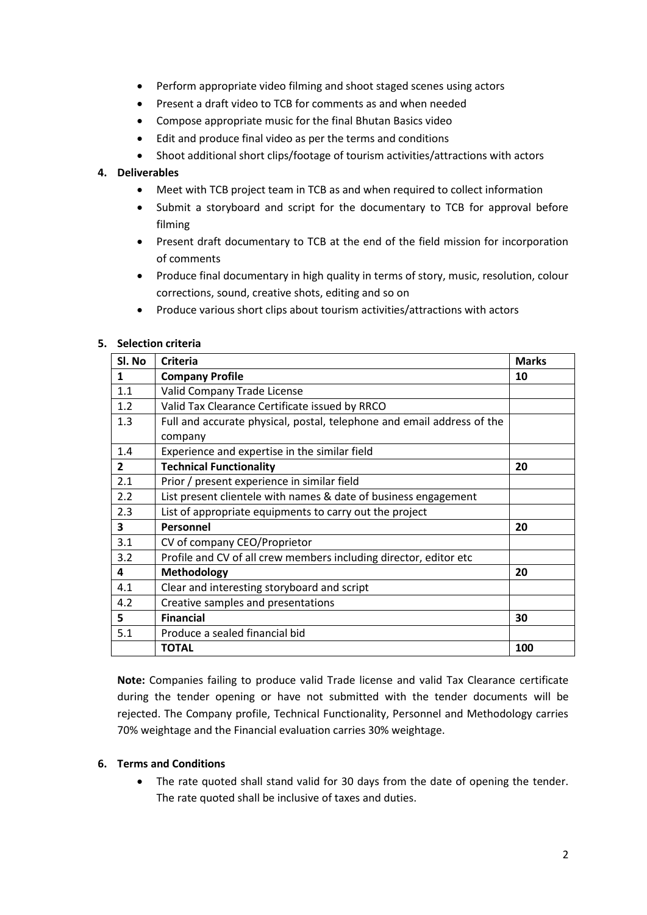- Perform appropriate video filming and shoot staged scenes using actors
- Present a draft video to TCB for comments as and when needed
- Compose appropriate music for the final Bhutan Basics video
- Edit and produce final video as per the terms and conditions
- Shoot additional short clips/footage of tourism activities/attractions with actors

**4. Deliverables**

- Meet with TCB project team in TCB as and when required to collect information
- Submit a storyboard and script for the documentary to TCB for approval before filming
- Present draft documentary to TCB at the end of the field mission for incorporation of comments
- Produce final documentary in high quality in terms of story, music, resolution, colour corrections, sound, creative shots, editing and so on
- Produce various short clips about tourism activities/attractions with actors

**5. Selection criteria**

| Sl. No | Criteria | Marks |
|---|---|---|
| **1** | **Company Profile** | **10** |
| 1.1 | Valid Company Trade License | |
| 1.2 | Valid Tax Clearance Certificate issued by RRCO | |
| 1.3 | Full and accurate physical, postal, telephone and email address of the company | |
| 1.4 | Experience and expertise in the similar field | |
| **2** | **Technical Functionality** | **20** |
| 2.1 | Prior / present experience in similar field | |
| 2.2 | List present clientele with names & date of business engagement | |
| 2.3 | List of appropriate equipments to carry out the project | |
| **3** | **Personnel** | **20** |
| 3.1 | CV of company CEO/Proprietor | |
| 3.2 | Profile and CV of all crew members including director, editor etc | |
| **4** | **Methodology** | **20** |
| 4.1 | Clear and interesting storyboard and script | |
| 4.2 | Creative samples and presentations | |
| **5** | **Financial** | **30** |
| 5.1 | Produce a sealed financial bid | |
| | **TOTAL** | **100** |

**Note:** Companies failing to produce valid Trade license and valid Tax Clearance certificate during the tender opening or have not submitted with the tender documents will be rejected. The Company profile, Technical Functionality, Personnel and Methodology carries 70% weightage and the Financial evaluation carries 30% weightage.

**6. Terms and Conditions**

- The rate quoted shall stand valid for 30 days from the date of opening the tender. The rate quoted shall be inclusive of taxes and duties.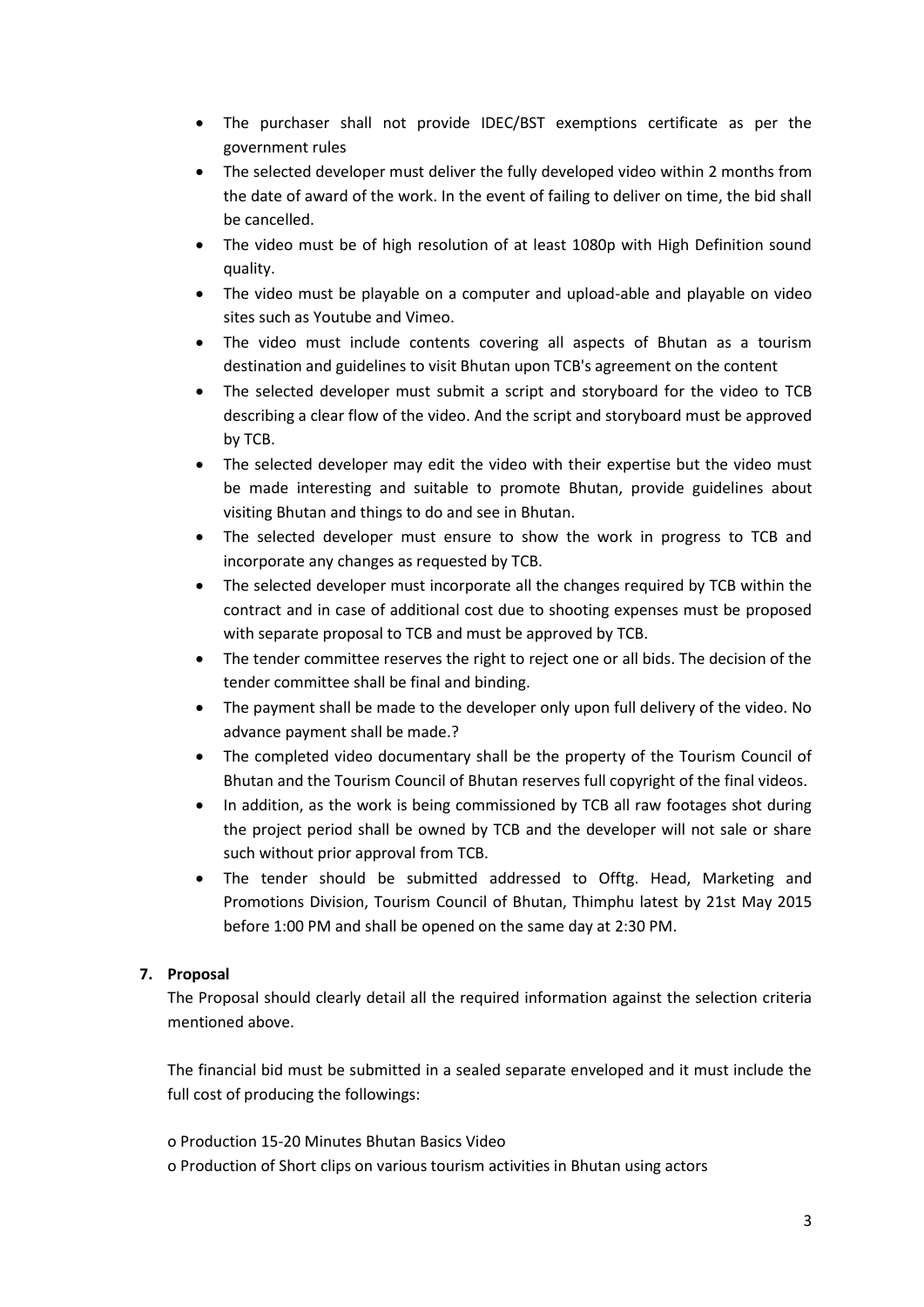- The purchaser shall not provide IDEC/BST exemptions certificate as per the government rules
- The selected developer must deliver the fully developed video within 2 months from the date of award of the work. In the event of failing to deliver on time, the bid shall be cancelled.
- The video must be of high resolution of at least 1080p with High Definition sound quality.
- The video must be playable on a computer and upload-able and playable on video sites such as Youtube and Vimeo.
- The video must include contents covering all aspects of Bhutan as a tourism destination and guidelines to visit Bhutan upon TCB's agreement on the content
- The selected developer must submit a script and storyboard for the video to TCB describing a clear flow of the video. And the script and storyboard must be approved by TCB.
- The selected developer may edit the video with their expertise but the video must be made interesting and suitable to promote Bhutan, provide guidelines about visiting Bhutan and things to do and see in Bhutan.
- The selected developer must ensure to show the work in progress to TCB and incorporate any changes as requested by TCB.
- The selected developer must incorporate all the changes required by TCB within the contract and in case of additional cost due to shooting expenses must be proposed with separate proposal to TCB and must be approved by TCB.
- The tender committee reserves the right to reject one or all bids. The decision of the tender committee shall be final and binding.
- The payment shall be made to the developer only upon full delivery of the video. No advance payment shall be made.?
- The completed video documentary shall be the property of the Tourism Council of Bhutan and the Tourism Council of Bhutan reserves full copyright of the final videos.
- In addition, as the work is being commissioned by TCB all raw footages shot during the project period shall be owned by TCB and the developer will not sale or share such without prior approval from TCB.
- The tender should be submitted addressed to Offtg. Head, Marketing and Promotions Division, Tourism Council of Bhutan, Thimphu latest by 21st May 2015 before 1:00 PM and shall be opened on the same day at 2:30 PM.

**7. Proposal**

The Proposal should clearly detail all the required information against the selection criteria mentioned above.

The financial bid must be submitted in a sealed separate enveloped and it must include the full cost of producing the followings:

o Production 15-20 Minutes Bhutan Basics Video
o Production of Short clips on various tourism activities in Bhutan using actors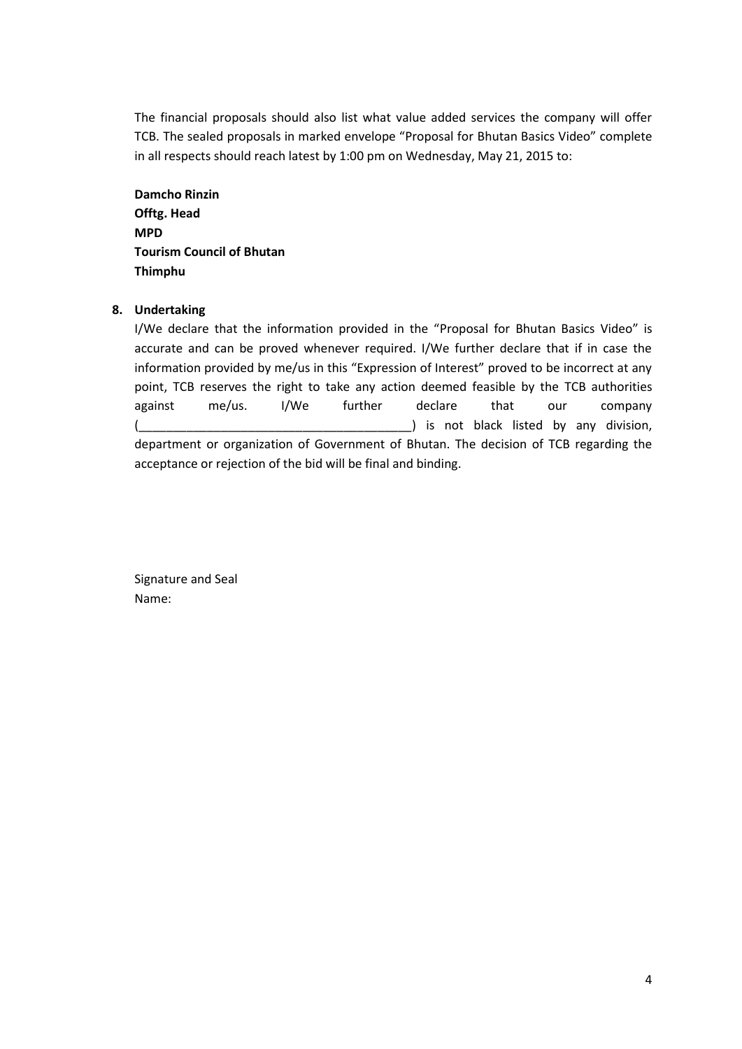The financial proposals should also list what value added services the company will offer TCB. The sealed proposals in marked envelope "Proposal for Bhutan Basics Video" complete in all respects should reach latest by 1:00 pm on Wednesday, May 21, 2015 to:

**Damcho Rinzin**
**Offtg. Head**
**MPD**
**Tourism Council of Bhutan**
**Thimphu**

**8. Undertaking**

I/We declare that the information provided in the "Proposal for Bhutan Basics Video" is accurate and can be proved whenever required. I/We further declare that if in case the information provided by me/us in this "Expression of Interest" proved to be incorrect at any point, TCB reserves the right to take any action deemed feasible by the TCB authorities against me/us. I/We further declare that our company (________________________________________) is not black listed by any division, department or organization of Government of Bhutan. The decision of TCB regarding the acceptance or rejection of the bid will be final and binding.

Signature and Seal
Name: